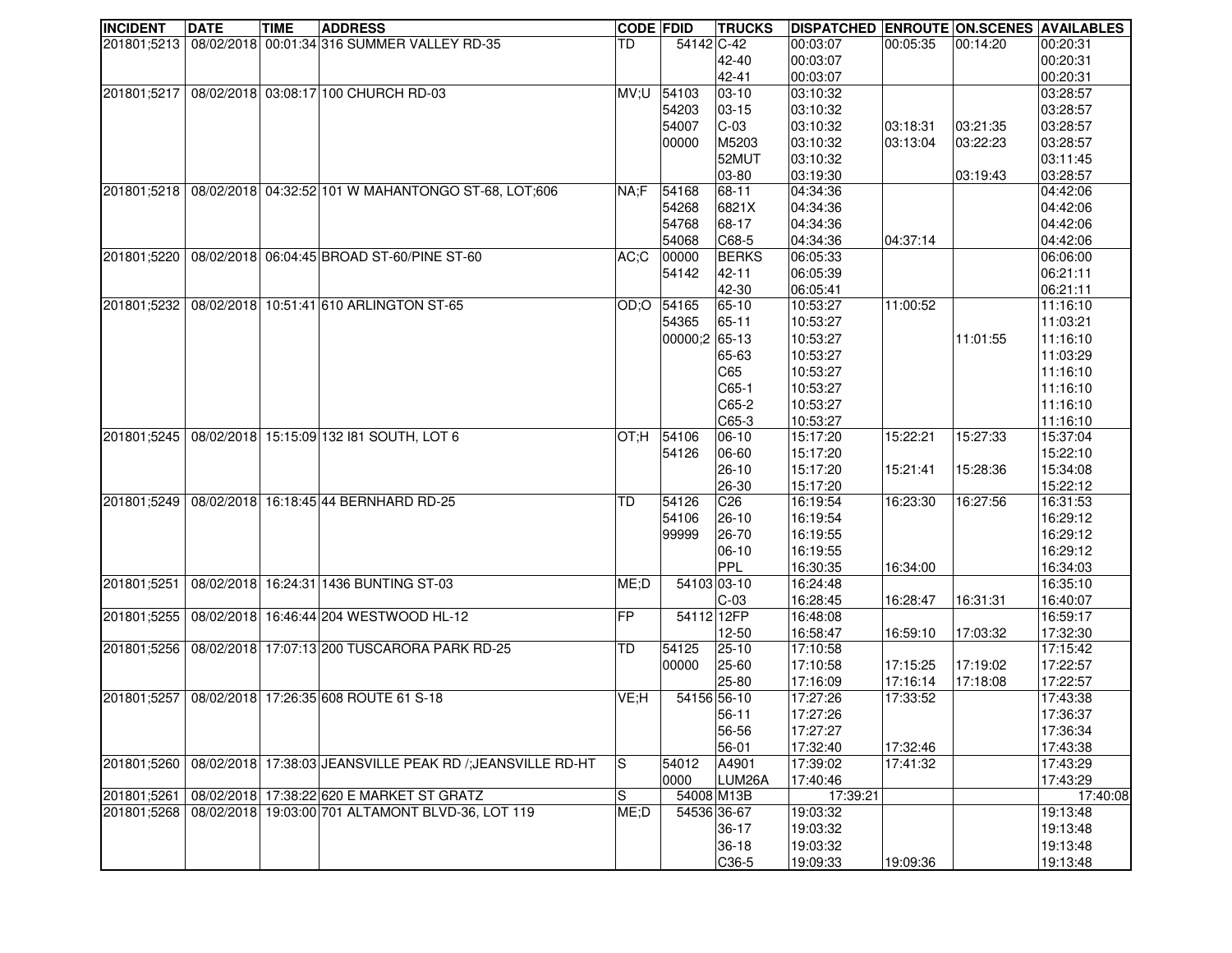| INCIDENT | DATE | TIME | ADDRESS | CODE | FDID | TRUCKS | DISPATCHED | ENROUTE | ON.SCENES | AVAILABLES |
|---|---|---|---|---|---|---|---|---|---|---|
| 201801;5213 | 08/02/2018 | 00:01:34 | 316 SUMMER VALLEY RD-35 | TD | 54142 | C-42 | 00:03:07 | 00:05:35 | 00:14:20 | 00:20:31 |
| | | | | | | 42-40 | 00:03:07 | | | 00:20:31 |
| | | | | | | 42-41 | 00:03:07 | | | 00:20:31 |
| 201801;5217 | 08/02/2018 | 03:08:17 | 100 CHURCH RD-03 | MV;U | 54103 | 03-10 | 03:10:32 | | | 03:28:57 |
| | | | | | 54203 | 03-15 | 03:10:32 | | | 03:28:57 |
| | | | | | 54007 | C-03 | 03:10:32 | 03:18:31 | 03:21:35 | 03:28:57 |
| | | | | | 00000 | M5203 | 03:10:32 | 03:13:04 | 03:22:23 | 03:28:57 |
| | | | | | | 52MUT | 03:10:32 | | | 03:11:45 |
| | | | | | | 03-80 | 03:19:30 | | 03:19:43 | 03:28:57 |
| 201801;5218 | 08/02/2018 | 04:32:52 | 101 W MAHANTONGO ST-68, LOT;606 | NA;F | 54168 | 68-11 | 04:34:36 | | | 04:42:06 |
| | | | | | 54268 | 6821X | 04:34:36 | | | 04:42:06 |
| | | | | | 54768 | 68-17 | 04:34:36 | | | 04:42:06 |
| | | | | | 54068 | C68-5 | 04:34:36 | 04:37:14 | | 04:42:06 |
| 201801;5220 | 08/02/2018 | 06:04:45 | BROAD ST-60/PINE ST-60 | AC;C | 00000 | BERKS | 06:05:33 | | | 06:06:00 |
| | | | | | 54142 | 42-11 | 06:05:39 | | | 06:21:11 |
| | | | | | | 42-30 | 06:05:41 | | | 06:21:11 |
| 201801;5232 | 08/02/2018 | 10:51:41 | 610 ARLINGTON ST-65 | OD;O | 54165 | 65-10 | 10:53:27 | 11:00:52 | | 11:16:10 |
| | | | | | 54365 | 65-11 | 10:53:27 | | | 11:03:21 |
| | | | | | 00000;2 | 65-13 | 10:53:27 | | 11:01:55 | 11:16:10 |
| | | | | | | 65-63 | 10:53:27 | | | 11:03:29 |
| | | | | | | C65 | 10:53:27 | | | 11:16:10 |
| | | | | | | C65-1 | 10:53:27 | | | 11:16:10 |
| | | | | | | C65-2 | 10:53:27 | | | 11:16:10 |
| | | | | | | C65-3 | 10:53:27 | | | 11:16:10 |
| 201801;5245 | 08/02/2018 | 15:15:09 | 132 I81 SOUTH, LOT 6 | OT;H | 54106 | 06-10 | 15:17:20 | 15:22:21 | 15:27:33 | 15:37:04 |
| | | | | | 54126 | 06-60 | 15:17:20 | | | 15:22:10 |
| | | | | | | 26-10 | 15:17:20 | 15:21:41 | 15:28:36 | 15:34:08 |
| | | | | | | 26-30 | 15:17:20 | | | 15:22:12 |
| 201801;5249 | 08/02/2018 | 16:18:45 | 44 BERNHARD RD-25 | TD | 54126 | C26 | 16:19:54 | 16:23:30 | 16:27:56 | 16:31:53 |
| | | | | | 54106 | 26-10 | 16:19:54 | | | 16:29:12 |
| | | | | | 99999 | 26-70 | 16:19:55 | | | 16:29:12 |
| | | | | | | 06-10 | 16:19:55 | | | 16:29:12 |
| | | | | | | PPL | 16:30:35 | 16:34:00 | | 16:34:03 |
| 201801;5251 | 08/02/2018 | 16:24:31 | 1436 BUNTING ST-03 | ME;D | 54103 | 03-10 | 16:24:48 | | | 16:35:10 |
| | | | | | | C-03 | 16:28:45 | 16:28:47 | 16:31:31 | 16:40:07 |
| 201801;5255 | 08/02/2018 | 16:46:44 | 204 WESTWOOD HL-12 | FP | 54112 | 12FP | 16:48:08 | | | 16:59:17 |
| | | | | | | 12-50 | 16:58:47 | 16:59:10 | 17:03:32 | 17:32:30 |
| 201801;5256 | 08/02/2018 | 17:07:13 | 200 TUSCARORA PARK RD-25 | TD | 54125 | 25-10 | 17:10:58 | | | 17:15:42 |
| | | | | | 00000 | 25-60 | 17:10:58 | 17:15:25 | 17:19:02 | 17:22:57 |
| | | | | | | 25-80 | 17:16:09 | 17:16:14 | 17:18:08 | 17:22:57 |
| 201801;5257 | 08/02/2018 | 17:26:35 | 608 ROUTE 61 S-18 | VE;H | 54156 | 56-10 | 17:27:26 | 17:33:52 | | 17:43:38 |
| | | | | | | 56-11 | 17:27:26 | | | 17:36:37 |
| | | | | | | 56-56 | 17:27:27 | | | 17:36:34 |
| | | | | | | 56-01 | 17:32:40 | 17:32:46 | | 17:43:38 |
| 201801;5260 | 08/02/2018 | 17:38:03 | JEANSVILLE PEAK RD /;JEANSVILLE RD-HT | S | 54012 | A4901 | 17:39:02 | 17:41:32 | | 17:43:29 |
| | | | | | 0000 | LUM26A | 17:40:46 | | | 17:43:29 |
| 201801;5261 | 08/02/2018 | 17:38:22 | 620 E MARKET ST GRATZ | S | 54008 | M13B | 17:39:21 | | | 17:40:08 |
| 201801;5268 | 08/02/2018 | 19:03:00 | 701 ALTAMONT BLVD-36, LOT 119 | ME;D | 54536 | 36-67 | 19:03:32 | | | 19:13:48 |
| | | | | | | 36-17 | 19:03:32 | | | 19:13:48 |
| | | | | | | 36-18 | 19:03:32 | | | 19:13:48 |
| | | | | | | C36-5 | 19:09:33 | 19:09:36 | | 19:13:48 |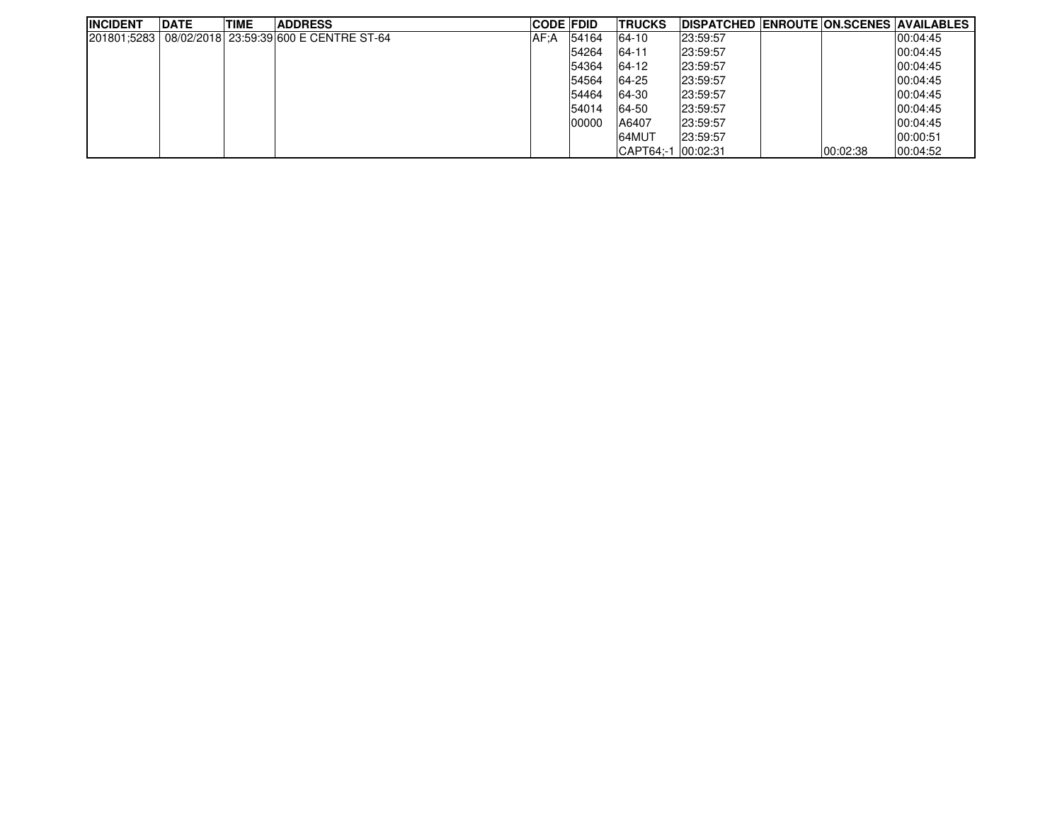| INCIDENT | DATE | TIME | ADDRESS | CODE | FDID | TRUCKS | DISPATCHED | ENROUTE | ON.SCENES | AVAILABLES |
|---|---|---|---|---|---|---|---|---|---|---|
| 201801;5283 | 08/02/2018 | 23:59:39 | 600 E CENTRE ST-64 | AF;A | 54164 | 64-10 | 23:59:57 | | | 00:04:45 |
| | | | | | 54264 | 64-11 | 23:59:57 | | | 00:04:45 |
| | | | | | 54364 | 64-12 | 23:59:57 | | | 00:04:45 |
| | | | | | 54564 | 64-25 | 23:59:57 | | | 00:04:45 |
| | | | | | 54464 | 64-30 | 23:59:57 | | | 00:04:45 |
| | | | | | 54014 | 64-50 | 23:59:57 | | | 00:04:45 |
| | | | | | 00000 | A6407 | 23:59:57 | | | 00:04:45 |
| | | | | | | 64MUT | 23:59:57 | | | 00:00:51 |
| | | | | | | CAPT64;-1 | 00:02:31 | | 00:02:38 | 00:04:52 |